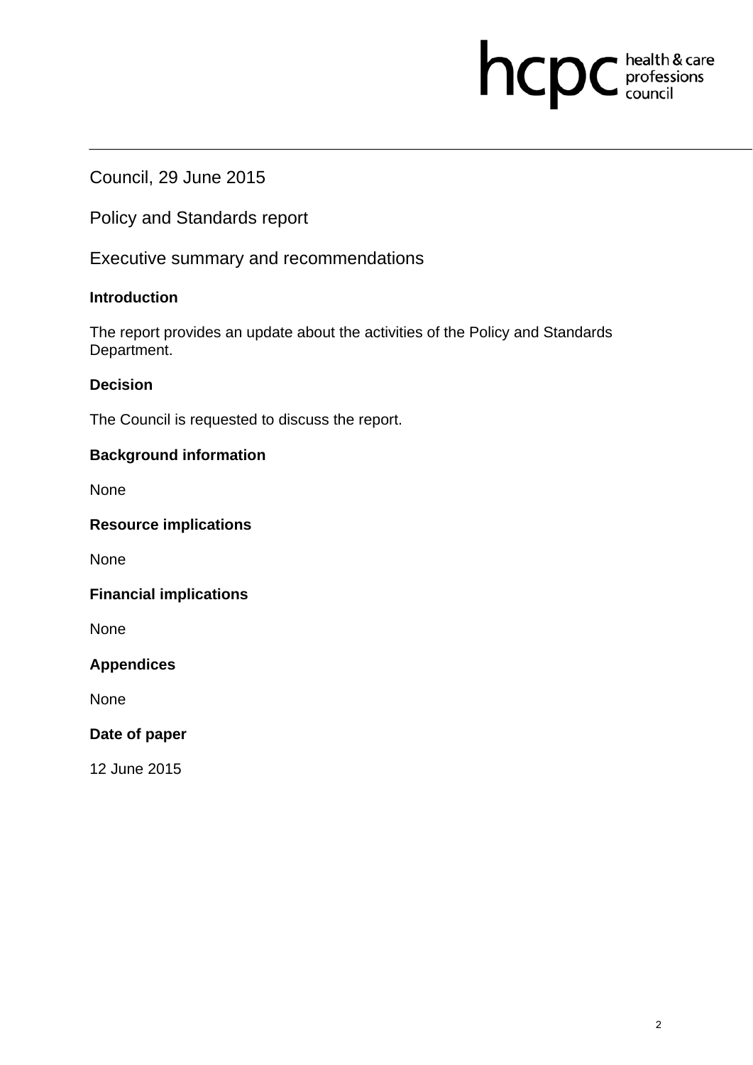Council, 29 June 2015

Policy and Standards report

Executive summary and recommendations

### Introduction

The report provides an update about the activities of the Policy and Standards Department.

### Decision

The Council is requested to discuss the report.

### Background information

None

### Resource implications

None

### Financial implications

None

### Appendices

None

### Date of paper

12 June 2015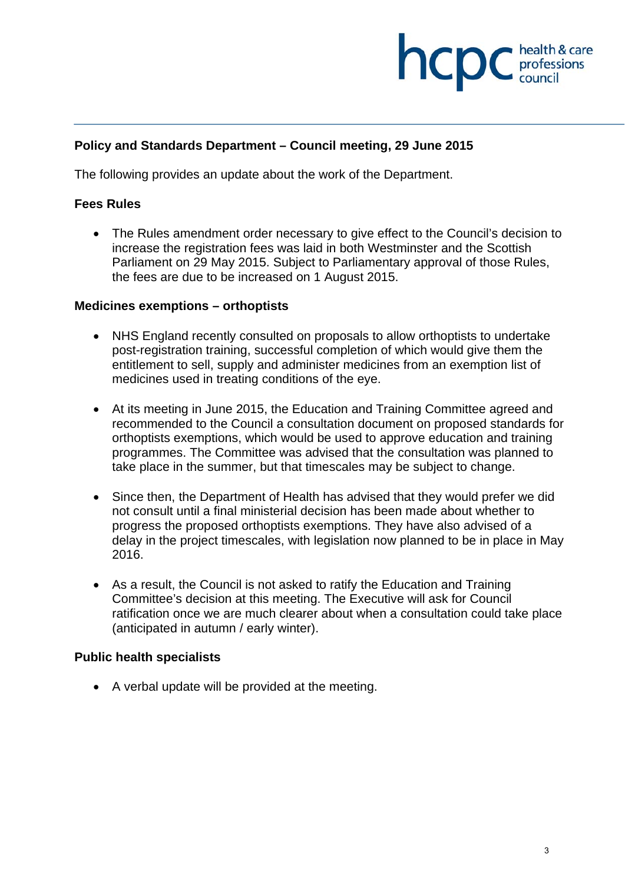## Policy and Standards Department – Council meeting, 29 June 2015

The following provides an update about the work of the Department.

### Fees Rules

- The Rules amendment order necessary to give effect to the Council's decision to increase the registration fees was laid in both Westminster and the Scottish Parliament on 29 May 2015. Subject to Parliamentary approval of those Rules, the fees are due to be increased on 1 August 2015.

### Medicines exemptions – orthoptists

- NHS England recently consulted on proposals to allow orthoptists to undertake post-registration training, successful completion of which would give them the entitlement to sell, supply and administer medicines from an exemption list of medicines used in treating conditions of the eye.

- At its meeting in June 2015, the Education and Training Committee agreed and recommended to the Council a consultation document on proposed standards for orthoptists exemptions, which would be used to approve education and training programmes. The Committee was advised that the consultation was planned to take place in the summer, but that timescales may be subject to change.

- Since then, the Department of Health has advised that they would prefer we did not consult until a final ministerial decision has been made about whether to progress the proposed orthoptists exemptions. They have also advised of a delay in the project timescales, with legislation now planned to be in place in May 2016.

- As a result, the Council is not asked to ratify the Education and Training Committee's decision at this meeting. The Executive will ask for Council ratification once we are much clearer about when a consultation could take place (anticipated in autumn / early winter).

### Public health specialists

- A verbal update will be provided at the meeting.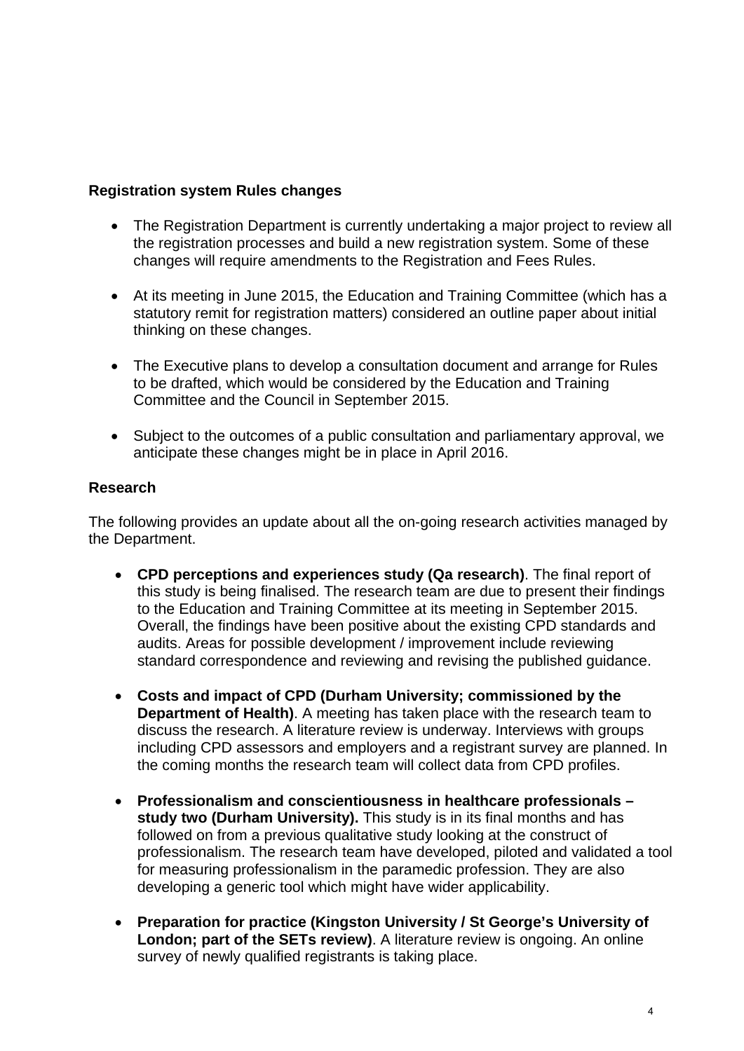**Registration system Rules changes**

- The Registration Department is currently undertaking a major project to review all the registration processes and build a new registration system. Some of these changes will require amendments to the Registration and Fees Rules.

- At its meeting in June 2015, the Education and Training Committee (which has a statutory remit for registration matters) considered an outline paper about initial thinking on these changes.

- The Executive plans to develop a consultation document and arrange for Rules to be drafted, which would be considered by the Education and Training Committee and the Council in September 2015.

- Subject to the outcomes of a public consultation and parliamentary approval, we anticipate these changes might be in place in April 2016.

**Research**

The following provides an update about all the on-going research activities managed by the Department.

- **CPD perceptions and experiences study (Qa research)**. The final report of this study is being finalised. The research team are due to present their findings to the Education and Training Committee at its meeting in September 2015. Overall, the findings have been positive about the existing CPD standards and audits. Areas for possible development / improvement include reviewing standard correspondence and reviewing and revising the published guidance.

- **Costs and impact of CPD (Durham University; commissioned by the Department of Health)**. A meeting has taken place with the research team to discuss the research. A literature review is underway. Interviews with groups including CPD assessors and employers and a registrant survey are planned. In the coming months the research team will collect data from CPD profiles.

- **Professionalism and conscientiousness in healthcare professionals – study two (Durham University).** This study is in its final months and has followed on from a previous qualitative study looking at the construct of professionalism. The research team have developed, piloted and validated a tool for measuring professionalism in the paramedic profession. They are also developing a generic tool which might have wider applicability.

- **Preparation for practice (Kingston University / St George's University of London; part of the SETs review)**. A literature review is ongoing. An online survey of newly qualified registrants is taking place.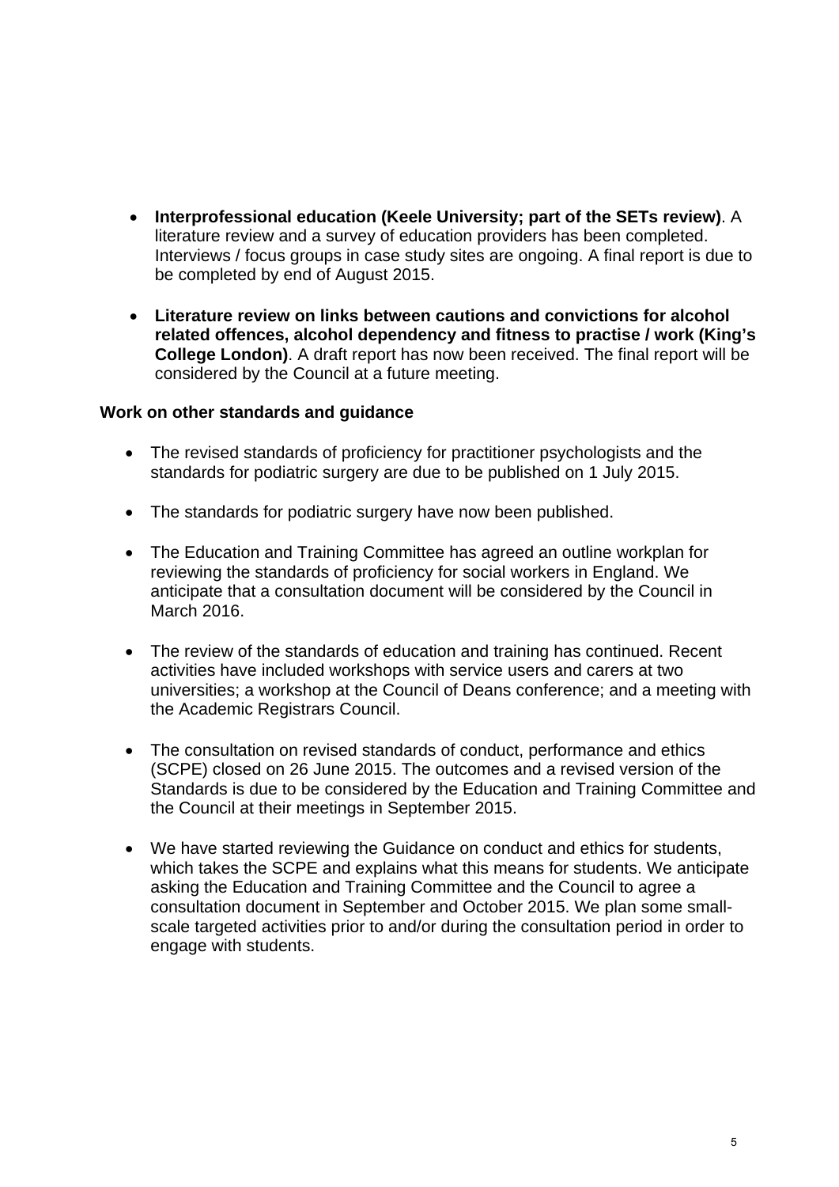- **Interprofessional education (Keele University; part of the SETs review)**. A literature review and a survey of education providers has been completed. Interviews / focus groups in case study sites are ongoing. A final report is due to be completed by end of August 2015.

- **Literature review on links between cautions and convictions for alcohol related offences, alcohol dependency and fitness to practise / work (King's College London)**. A draft report has now been received. The final report will be considered by the Council at a future meeting.

**Work on other standards and guidance**

- The revised standards of proficiency for practitioner psychologists and the standards for podiatric surgery are due to be published on 1 July 2015.

- The standards for podiatric surgery have now been published.

- The Education and Training Committee has agreed an outline workplan for reviewing the standards of proficiency for social workers in England. We anticipate that a consultation document will be considered by the Council in March 2016.

- The review of the standards of education and training has continued. Recent activities have included workshops with service users and carers at two universities; a workshop at the Council of Deans conference; and a meeting with the Academic Registrars Council.

- The consultation on revised standards of conduct, performance and ethics (SCPE) closed on 26 June 2015. The outcomes and a revised version of the Standards is due to be considered by the Education and Training Committee and the Council at their meetings in September 2015.

- We have started reviewing the Guidance on conduct and ethics for students, which takes the SCPE and explains what this means for students. We anticipate asking the Education and Training Committee and the Council to agree a consultation document in September and October 2015. We plan some small-scale targeted activities prior to and/or during the consultation period in order to engage with students.